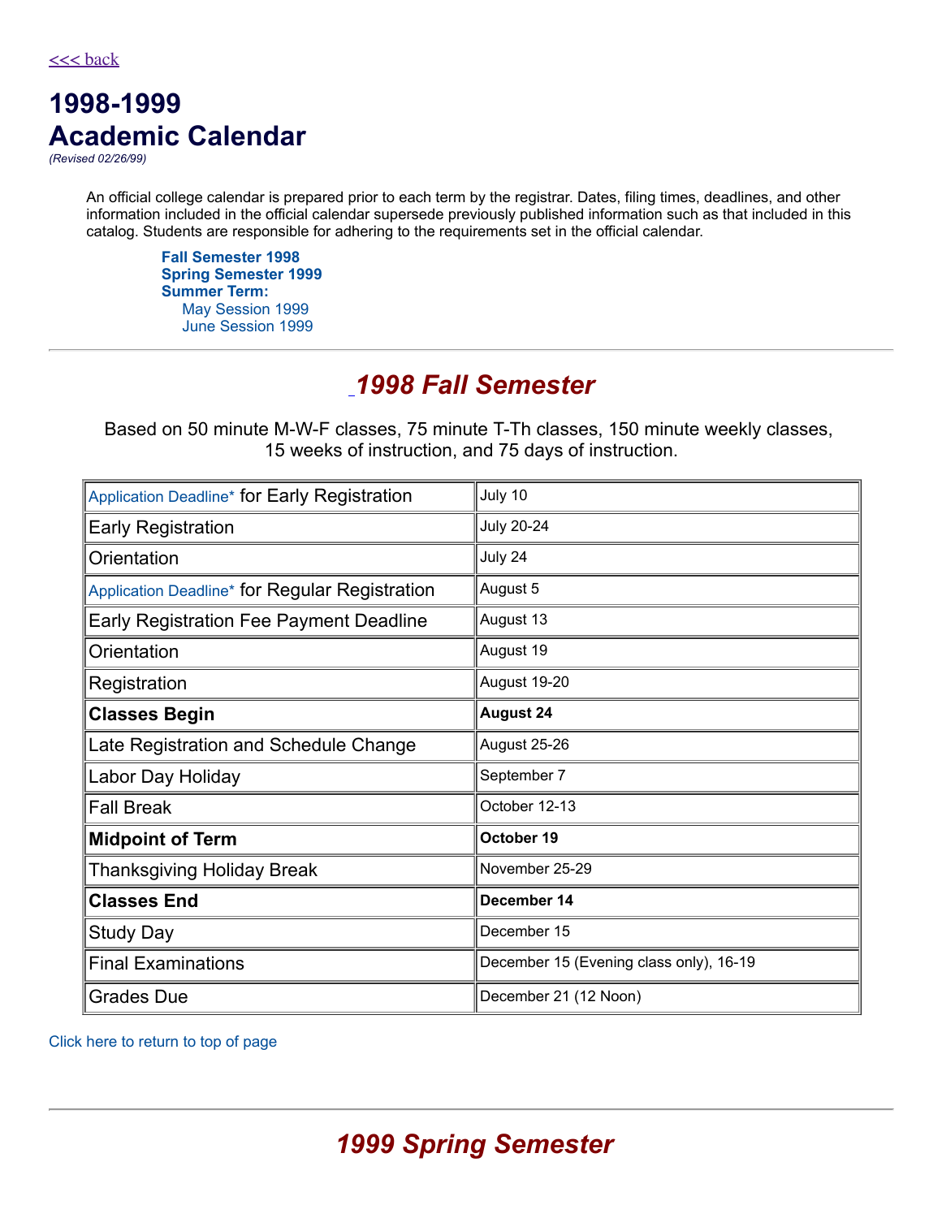<<< back

# 1998-1999 Academic Calendar

*(Revised 02/26/99)*

An official college calendar is prepared prior to each term by the registrar. Dates, filing times, deadlines, and other information included in the official calendar supersede previously published information such as that included in this catalog. Students are responsible for adhering to the requirements set in the official calendar.

**Fall Semester 1998**
**Spring Semester 1999**
**Summer Term:**
- May Session 1999
- June Session 1999

---

## *1998 Fall Semester*

Based on 50 minute M-W-F classes, 75 minute T-Th classes, 150 minute weekly classes, 15 weeks of instruction, and 75 days of instruction.

| Event | Date |
|---|---|
| Application Deadline* for Early Registration | July 10 |
| Early Registration | July 20-24 |
| Orientation | July 24 |
| Application Deadline* for Regular Registration | August 5 |
| Early Registration Fee Payment Deadline | August 13 |
| Orientation | August 19 |
| Registration | August 19-20 |
| **Classes Begin** | **August 24** |
| Late Registration and Schedule Change | August 25-26 |
| Labor Day Holiday | September 7 |
| Fall Break | October 12-13 |
| **Midpoint of Term** | **October 19** |
| Thanksgiving Holiday Break | November 25-29 |
| **Classes End** | **December 14** |
| Study Day | December 15 |
| Final Examinations | December 15 (Evening class only), 16-19 |
| Grades Due | December 21 (12 Noon) |

Click here to return to top of page

---

## *1999 Spring Semester*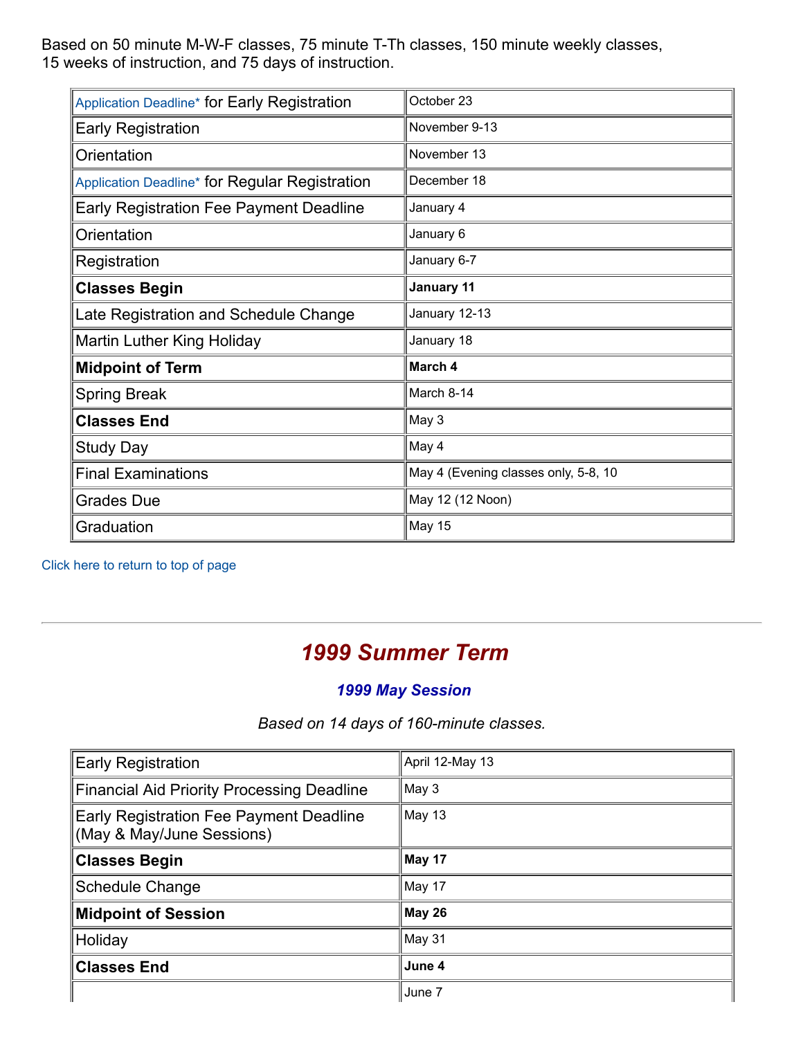Based on 50 minute M-W-F classes, 75 minute T-Th classes, 150 minute weekly classes, 15 weeks of instruction, and 75 days of instruction.

| | |
|---|---|
| Application Deadline* for Early Registration | October 23 |
| Early Registration | November 9-13 |
| Orientation | November 13 |
| Application Deadline* for Regular Registration | December 18 |
| Early Registration Fee Payment Deadline | January 4 |
| Orientation | January 6 |
| Registration | January 6-7 |
| **Classes Begin** | **January 11** |
| Late Registration and Schedule Change | January 12-13 |
| Martin Luther King Holiday | January 18 |
| **Midpoint of Term** | **March 4** |
| Spring Break | March 8-14 |
| **Classes End** | May 3 |
| Study Day | May 4 |
| Final Examinations | May 4 (Evening classes only, 5-8, 10 |
| Grades Due | May 12 (12 Noon) |
| Graduation | May 15 |

Click here to return to top of page

---

# *1999 Summer Term*

### *1999 May Session*

*Based on 14 days of 160-minute classes.*

| | |
|---|---|
| Early Registration | April 12-May 13 |
| Financial Aid Priority Processing Deadline | May 3 |
| Early Registration Fee Payment Deadline (May & May/June Sessions) | May 13 |
| **Classes Begin** | **May 17** |
| Schedule Change | May 17 |
| **Midpoint of Session** | **May 26** |
| Holiday | May 31 |
| **Classes End** | **June 4** |
| | June 7 |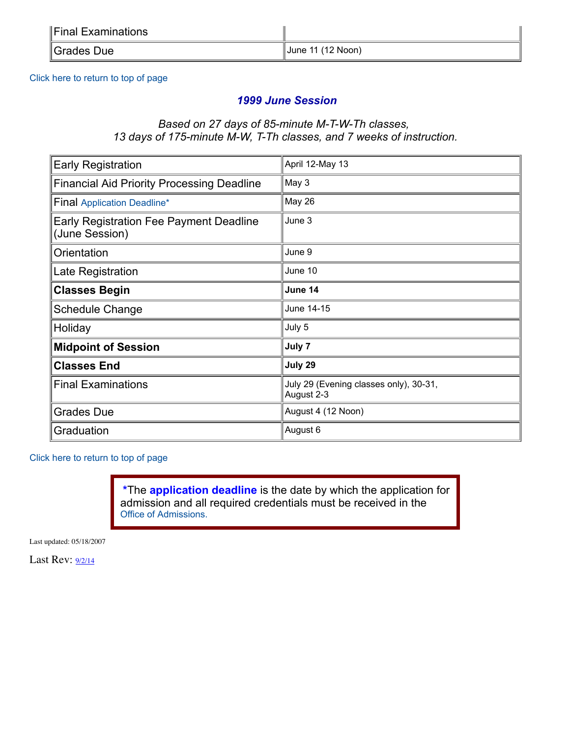| | |
|---|---|
| Final Examinations | |
| Grades Due | June 11 (12 Noon) |

Click here to return to top of page

## *1999 June Session*

*Based on 27 days of 85-minute M-T-W-Th classes,*
*13 days of 175-minute M-W, T-Th classes, and 7 weeks of instruction.*

| | |
|---|---|
| Early Registration | April 12-May 13 |
| Financial Aid Priority Processing Deadline | May 3 |
| Final Application Deadline* | May 26 |
| Early Registration Fee Payment Deadline (June Session) | June 3 |
| Orientation | June 9 |
| Late Registration | June 10 |
| **Classes Begin** | **June 14** |
| Schedule Change | June 14-15 |
| Holiday | July 5 |
| **Midpoint of Session** | **July 7** |
| **Classes End** | **July 29** |
| Final Examinations | July 29 (Evening classes only), 30-31, August 2-3 |
| Grades Due | August 4 (12 Noon) |
| Graduation | August 6 |

Click here to return to top of page

*The **application deadline** is the date by which the application for admission and all required credentials must be received in the Office of Admissions.

Last updated: 05/18/2007

Last Rev: 9/2/14